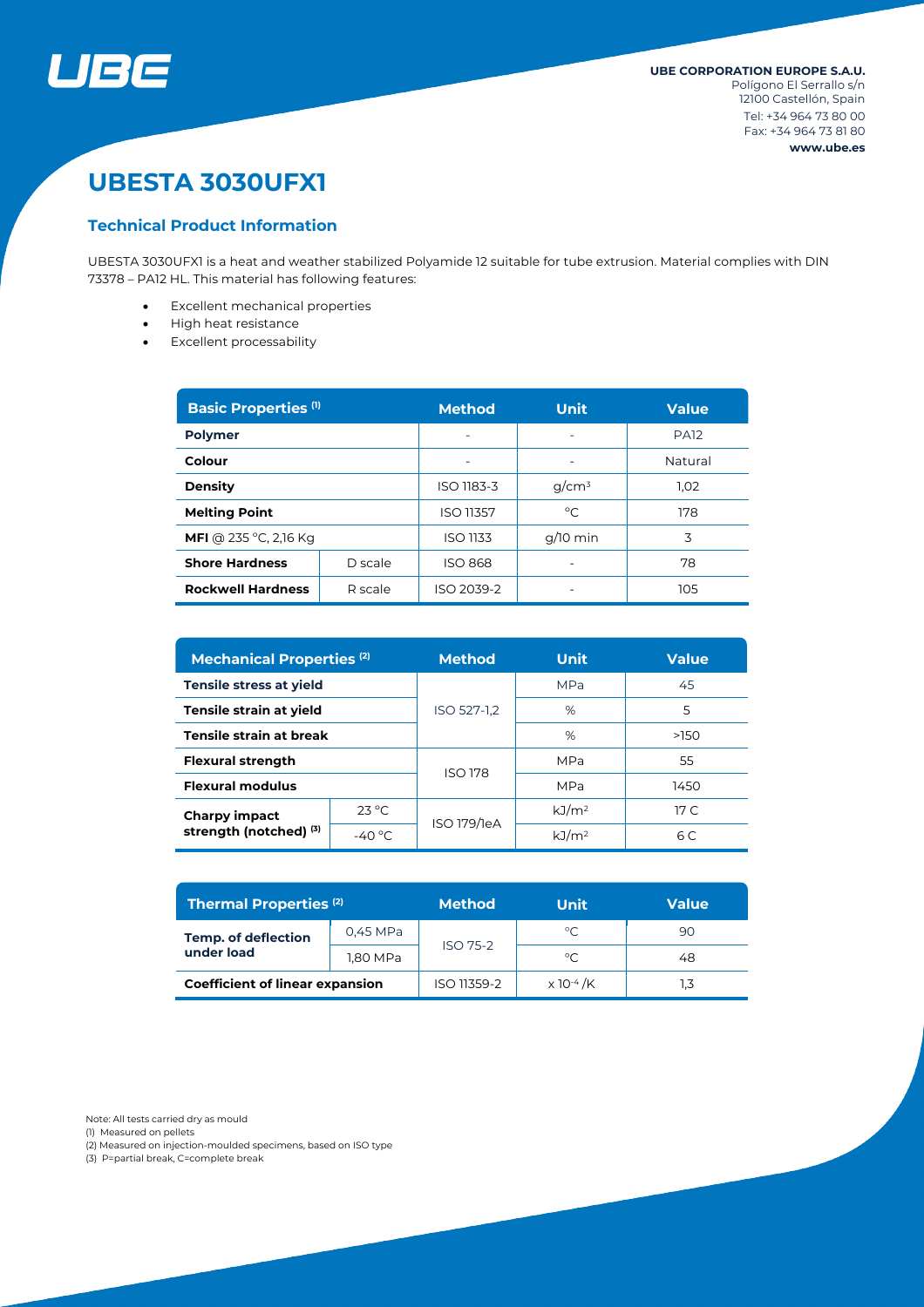**UBE CORPORATION EUROPE S.A.U.**
Polígono El Serrallo s/n
12100 Castellón, Spain
Tel: +34 964 73 80 00
Fax: +34 964 73 81 80
**www.ube.es**

# UBESTA 3030UFX1

## Technical Product Information

UBESTA 3030UFX1 is a heat and weather stabilized Polyamide 12 suitable for tube extrusion. Material complies with DIN 73378 – PA12 HL. This material has following features:

- Excellent mechanical properties
- High heat resistance
- Excellent processability

| Basic Properties (1) | | Method | Unit | Value |
|---|---|---|---|---|
| **Polymer** | | - | - | PA12 |
| **Colour** | | - | - | Natural |
| **Density** | | ISO 1183-3 | $g/cm^3$ | 1,02 |
| **Melting Point** | | ISO 11357 | °C | 178 |
| **MFI** @ 235 °C, 2,16 Kg | | ISO 1133 | g/10 min | 3 |
| **Shore Hardness** | D scale | ISO 868 | - | 78 |
| **Rockwell Hardness** | R scale | ISO 2039-2 | - | 105 |

| Mechanical Properties (2) | | Method | Unit | Value |
|---|---|---|---|---|
| **Tensile stress at yield** | | ISO 527-1,2 | MPa | 45 |
| **Tensile strain at yield** | | ISO 527-1,2 | % | 5 |
| **Tensile strain at break** | | ISO 527-1,2 | % | >150 |
| **Flexural strength** | | ISO 178 | MPa | 55 |
| **Flexural modulus** | | ISO 178 | MPa | 1450 |
| **Charpy impact strength (notched) (3)** | 23 °C | ISO 179/1eA | $kJ/m^2$ | 17 C |
| | -40 °C | ISO 179/1eA | $kJ/m^2$ | 6 C |

| Thermal Properties (2) | | Method | Unit | Value |
|---|---|---|---|---|
| **Temp. of deflection under load** | 0,45 MPa | ISO 75-2 | °C | 90 |
| | 1,80 MPa | ISO 75-2 | °C | 48 |
| **Coefficient of linear expansion** | | ISO 11359-2 | $x\ 10^{-4}$ /K | 1,3 |

Note: All tests carried dry as mould
(1) Measured on pellets
(2) Measured on injection-moulded specimens, based on ISO type
(3) P=partial break, C=complete break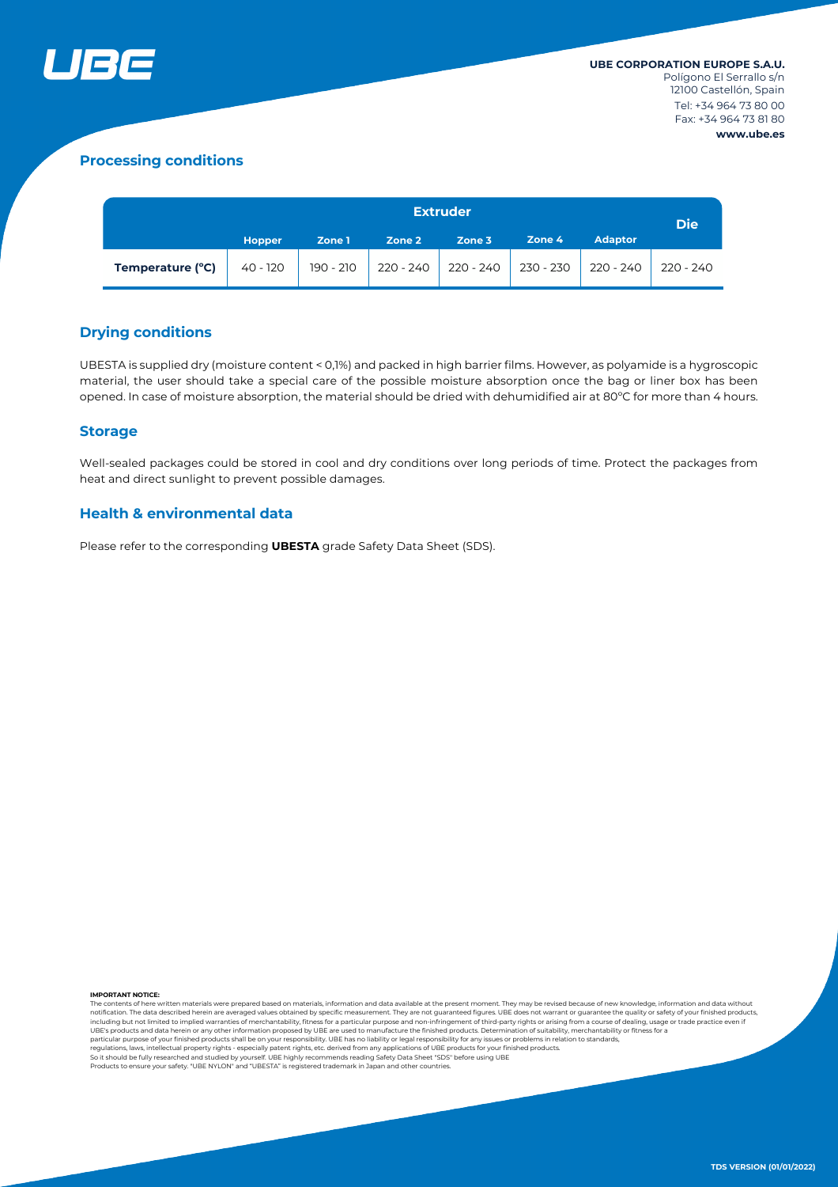## Processing conditions

| | Extruder | | | | | | Die |
|---|---|---|---|---|---|---|---|
| | Hopper | Zone 1 | Zone 2 | Zone 3 | Zone 4 | Adaptor | |
| **Temperature (°C)** | 40 - 120 | 190 - 210 | 220 - 240 | 220 - 240 | 230 - 230 | 220 - 240 | 220 - 240 |

## Drying conditions

UBESTA is supplied dry (moisture content < 0,1%) and packed in high barrier films. However, as polyamide is a hygroscopic material, the user should take a special care of the possible moisture absorption once the bag or liner box has been opened. In case of moisture absorption, the material should be dried with dehumidified air at 80°C for more than 4 hours.

## Storage

Well-sealed packages could be stored in cool and dry conditions over long periods of time. Protect the packages from heat and direct sunlight to prevent possible damages.

## Health & environmental data

Please refer to the corresponding **UBESTA** grade Safety Data Sheet (SDS).

**IMPORTANT NOTICE:**
The contents of here written materials were prepared based on materials, information and data available at the present moment. They may be revised because of new knowledge, information and data without notification. The data described herein are averaged values obtained by specific measurement. They are not guaranteed figures. UBE does not warrant or guarantee the quality or safety of your finished products, including but not limited to implied warranties of merchantability, fitness for a particular purpose and non-infringement of third-party rights or arising from a course of dealing, usage or trade practice even if UBE's products and data herein or any other information proposed by UBE are used to manufacture the finished products. Determination of suitability, merchantability or fitness for a particular purpose of your finished products shall be on your responsibility. UBE has no liability or legal responsibility for any issues or problems in relation to standards, regulations, laws, intellectual property rights - especially patent rights, etc. derived from any applications of UBE products for your finished products. So it should be fully researched and studied by yourself. UBE highly recommends reading Safety Data Sheet "SDS" before using UBE Products to ensure your safety. "UBE NYLON" and "UBESTA" is registered trademark in Japan and other countries.

TDS VERSION (01/01/2022)